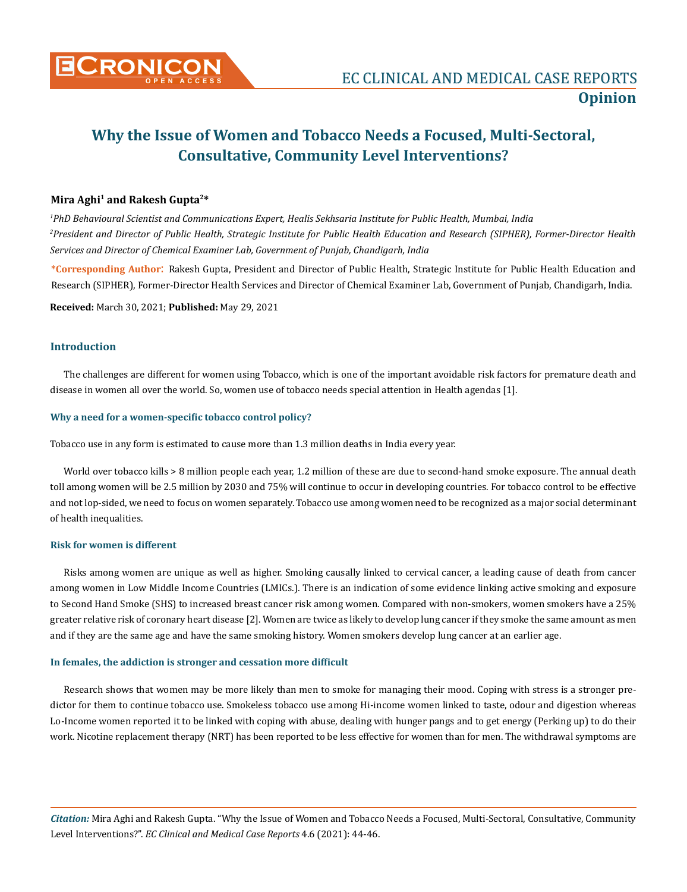# Why the Issue of Women and Tobacco Needs a Focused, Multi-Sectoral, Consultative, Community Level Interventions?

**Mira Aghi[1] and Rakesh Gupta[2]***

*[1]PhD Behavioural Scientist and Communications Expert, Healis Sekhsaria Institute for Public Health, Mumbai, India*

*[2]President and Director of Public Health, Strategic Institute for Public Health Education and Research (SIPHER), Former-Director Health Services and Director of Chemical Examiner Lab, Government of Punjab, Chandigarh, India*

**\*Corresponding Author**: Rakesh Gupta, President and Director of Public Health, Strategic Institute for Public Health Education and Research (SIPHER), Former-Director Health Services and Director of Chemical Examiner Lab, Government of Punjab, Chandigarh, India.

**Received:** March 30, 2021; **Published:** May 29, 2021

## Introduction

The challenges are different for women using Tobacco, which is one of the important avoidable risk factors for premature death and disease in women all over the world. So, women use of tobacco needs special attention in Health agendas [1].

### Why a need for a women-specific tobacco control policy?

Tobacco use in any form is estimated to cause more than 1.3 million deaths in India every year.

World over tobacco kills > 8 million people each year, 1.2 million of these are due to second-hand smoke exposure. The annual death toll among women will be 2.5 million by 2030 and 75% will continue to occur in developing countries. For tobacco control to be effective and not lop-sided, we need to focus on women separately. Tobacco use among women need to be recognized as a major social determinant of health inequalities.

### Risk for women is different

Risks among women are unique as well as higher. Smoking causally linked to cervical cancer, a leading cause of death from cancer among women in Low Middle Income Countries (LMICs.). There is an indication of some evidence linking active smoking and exposure to Second Hand Smoke (SHS) to increased breast cancer risk among women. Compared with non-smokers, women smokers have a 25% greater relative risk of coronary heart disease [2]. Women are twice as likely to develop lung cancer if they smoke the same amount as men and if they are the same age and have the same smoking history. Women smokers develop lung cancer at an earlier age.

### In females, the addiction is stronger and cessation more difficult

Research shows that women may be more likely than men to smoke for managing their mood. Coping with stress is a stronger predictor for them to continue tobacco use. Smokeless tobacco use among Hi-income women linked to taste, odour and digestion whereas Lo-Income women reported it to be linked with coping with abuse, dealing with hunger pangs and to get energy (Perking up) to do their work. Nicotine replacement therapy (NRT) has been reported to be less effective for women than for men. The withdrawal symptoms are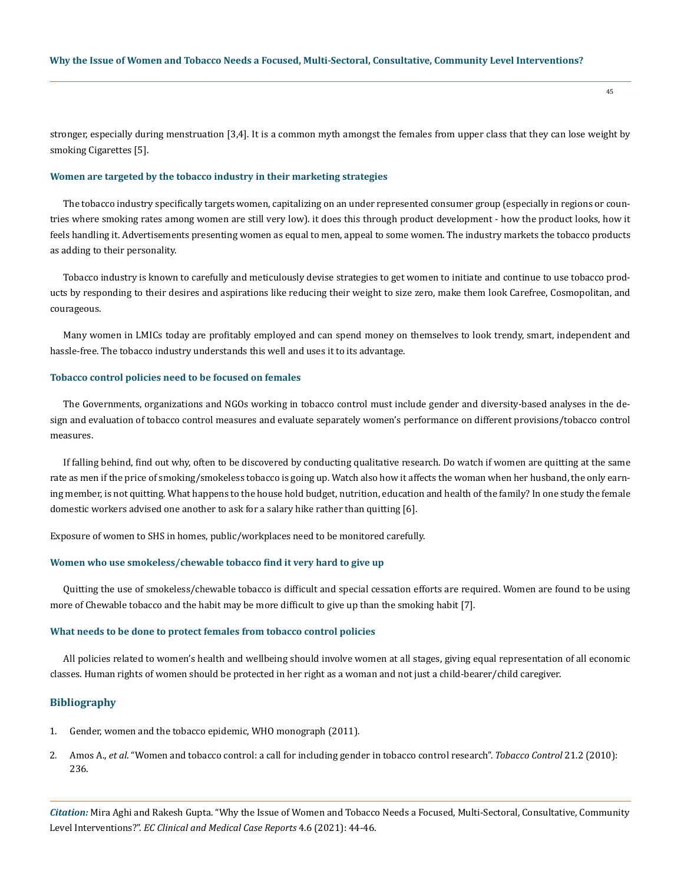stronger, especially during menstruation [3,4]. It is a common myth amongst the females from upper class that they can lose weight by smoking Cigarettes [5].

### Women are targeted by the tobacco industry in their marketing strategies

The tobacco industry specifically targets women, capitalizing on an under represented consumer group (especially in regions or countries where smoking rates among women are still very low). it does this through product development - how the product looks, how it feels handling it. Advertisements presenting women as equal to men, appeal to some women. The industry markets the tobacco products as adding to their personality.

Tobacco industry is known to carefully and meticulously devise strategies to get women to initiate and continue to use tobacco products by responding to their desires and aspirations like reducing their weight to size zero, make them look Carefree, Cosmopolitan, and courageous.

Many women in LMICs today are profitably employed and can spend money on themselves to look trendy, smart, independent and hassle-free. The tobacco industry understands this well and uses it to its advantage.

### Tobacco control policies need to be focused on females

The Governments, organizations and NGOs working in tobacco control must include gender and diversity-based analyses in the design and evaluation of tobacco control measures and evaluate separately women's performance on different provisions/tobacco control measures.

If falling behind, find out why, often to be discovered by conducting qualitative research. Do watch if women are quitting at the same rate as men if the price of smoking/smokeless tobacco is going up. Watch also how it affects the woman when her husband, the only earning member, is not quitting. What happens to the house hold budget, nutrition, education and health of the family? In one study the female domestic workers advised one another to ask for a salary hike rather than quitting [6].

Exposure of women to SHS in homes, public/workplaces need to be monitored carefully.

### Women who use smokeless/chewable tobacco find it very hard to give up

Quitting the use of smokeless/chewable tobacco is difficult and special cessation efforts are required. Women are found to be using more of Chewable tobacco and the habit may be more difficult to give up than the smoking habit [7].

### What needs to be done to protect females from tobacco control policies

All policies related to women's health and wellbeing should involve women at all stages, giving equal representation of all economic classes. Human rights of women should be protected in her right as a woman and not just a child-bearer/child caregiver.

## Bibliography

1. Gender, women and the tobacco epidemic, WHO monograph (2011).
2. Amos A., *et al*. "Women and tobacco control: a call for including gender in tobacco control research". *Tobacco Control* 21.2 (2010): 236.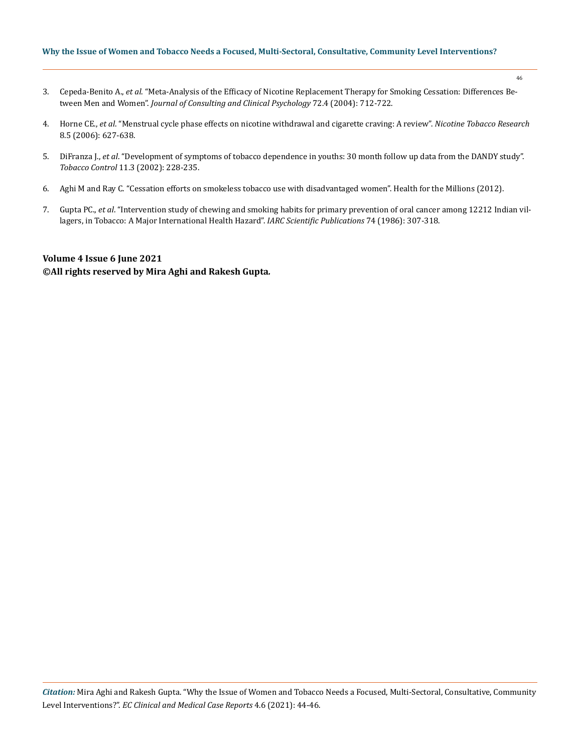3. Cepeda-Benito A., *et al.* "Meta-Analysis of the Efficacy of Nicotine Replacement Therapy for Smoking Cessation: Differences Between Men and Women". *Journal of Consulting and Clinical Psychology* 72.4 (2004): 712-722.

4. Horne CE., *et al*. "Menstrual cycle phase effects on nicotine withdrawal and cigarette craving: A review". *Nicotine Tobacco Research* 8.5 (2006): 627-638.

5. DiFranza J., *et al*. "Development of symptoms of tobacco dependence in youths: 30 month follow up data from the DANDY study". *Tobacco Control* 11.3 (2002): 228-235.

6. Aghi M and Ray C. "Cessation efforts on smokeless tobacco use with disadvantaged women". Health for the Millions (2012).

7. Gupta PC., *et al*. "Intervention study of chewing and smoking habits for primary prevention of oral cancer among 12212 Indian villagers, in Tobacco: A Major International Health Hazard". *IARC Scientific Publications* 74 (1986): 307-318.

**Volume 4 Issue 6 June 2021**
**©All rights reserved by Mira Aghi and Rakesh Gupta.**